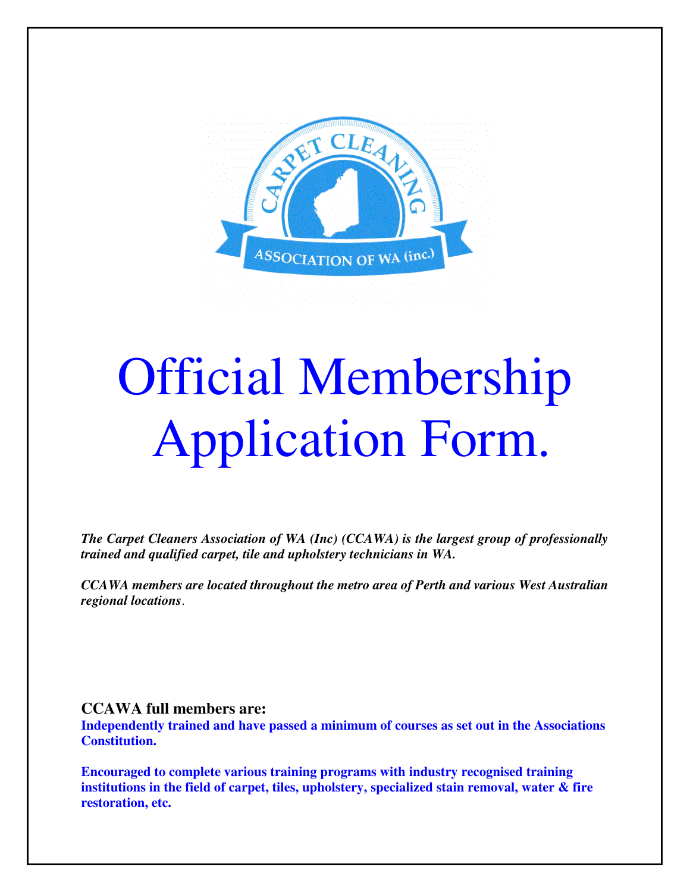# Official Membership Application Form.

***The Carpet Cleaners Association of WA (Inc) (CCAWA) is the largest group of professionally trained and qualified carpet, tile and upholstery technicians in WA.***

***CCAWA members are located throughout the metro area of Perth and various West Australian regional locations.***

## CCAWA full members are:

**Independently trained and have passed a minimum of courses as set out in the Associations Constitution.**

**Encouraged to complete various training programs with industry recognised training institutions in the field of carpet, tiles, upholstery, specialized stain removal, water & fire restoration, etc.**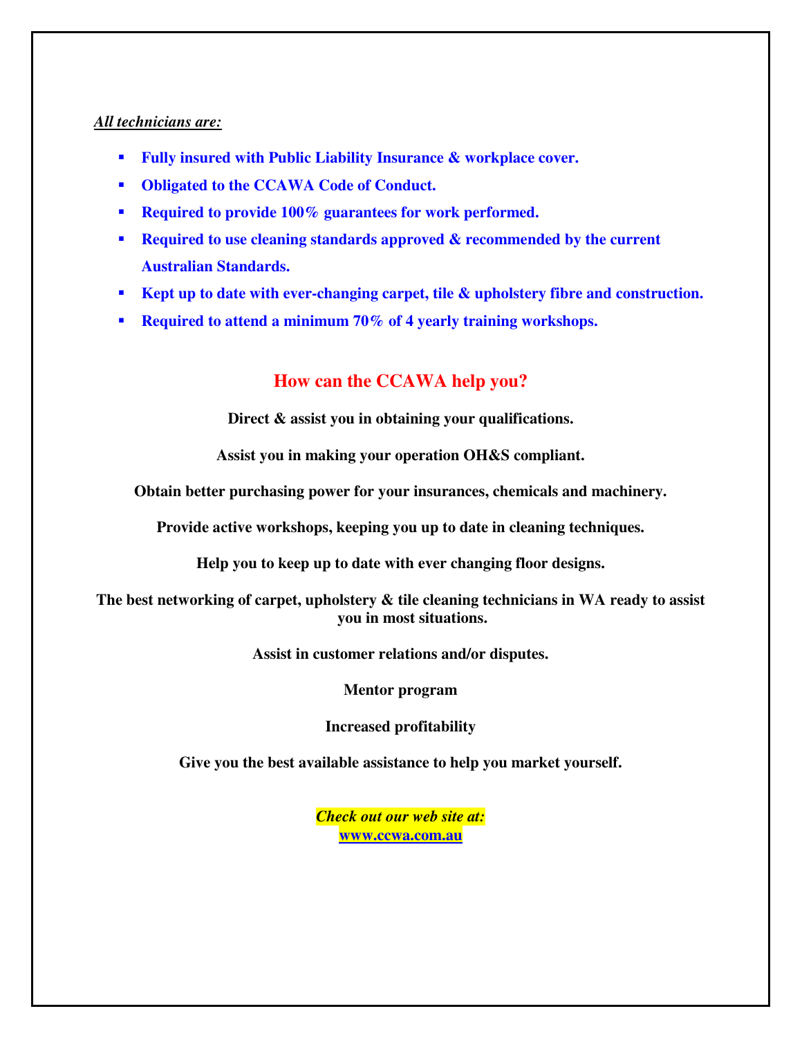***All technicians are:***

- **Fully insured with Public Liability Insurance & workplace cover.**
- **Obligated to the CCAWA Code of Conduct.**
- **Required to provide 100% guarantees for work performed.**
- **Required to use cleaning standards approved & recommended by the current Australian Standards.**
- **Kept up to date with ever-changing carpet, tile & upholstery fibre and construction.**
- **Required to attend a minimum 70% of 4 yearly training workshops.**

## How can the CCAWA help you?

**Direct & assist you in obtaining your qualifications.**

**Assist you in making your operation OH&S compliant.**

**Obtain better purchasing power for your insurances, chemicals and machinery.**

**Provide active workshops, keeping you up to date in cleaning techniques.**

**Help you to keep up to date with ever changing floor designs.**

**The best networking of carpet, upholstery & tile cleaning technicians in WA ready to assist you in most situations.**

**Assist in customer relations and/or disputes.**

**Mentor program**

**Increased profitability**

**Give you the best available assistance to help you market yourself.**

***Check out our web site at:***
**www.ccwa.com.au**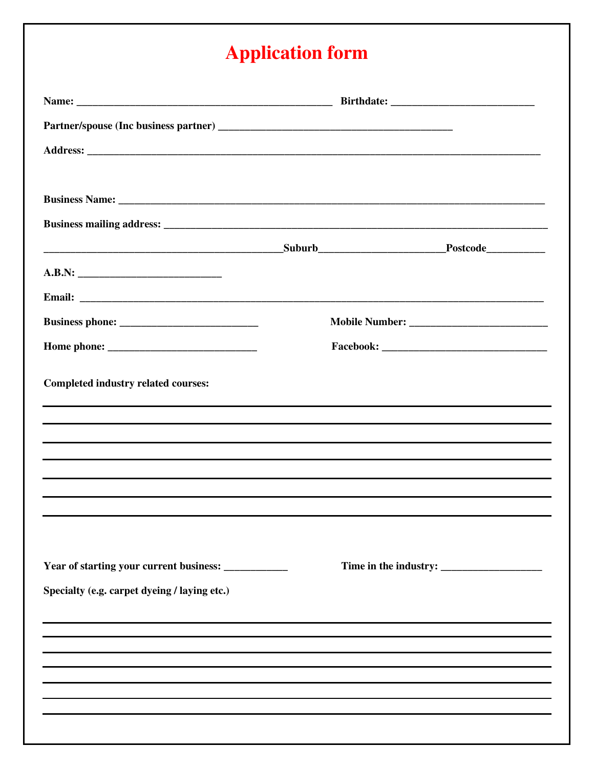# Application form

**Name:** ______________________________________________ **Birthdate:** __________________________

**Partner/spouse (Inc business partner)** __________________________________________

**Address:** ________________________________________________________________________________

**Business Name:** ___________________________________________________________________________

**Business mailing address:** ___________________________________________________________________

___________________________________________**Suburb**______________________**Postcode**__________

**A.B.N:** __________________________

**Email:** _________________________________________________________________________________

**Business phone:** _________________________ **Mobile Number:** _________________________

**Home phone:** ___________________________ **Facebook:** _____________________________

**Completed industry related courses:**

________________________________________________________________________________________

________________________________________________________________________________________

________________________________________________________________________________________

________________________________________________________________________________________

________________________________________________________________________________________

________________________________________________________________________________________

________________________________________________________________________________________

**Year of starting your current business:** ___________ **Time in the industry:** __________________

**Specialty (e.g. carpet dyeing / laying etc.)**

________________________________________________________________________________________

________________________________________________________________________________________

________________________________________________________________________________________

________________________________________________________________________________________

________________________________________________________________________________________

________________________________________________________________________________________

________________________________________________________________________________________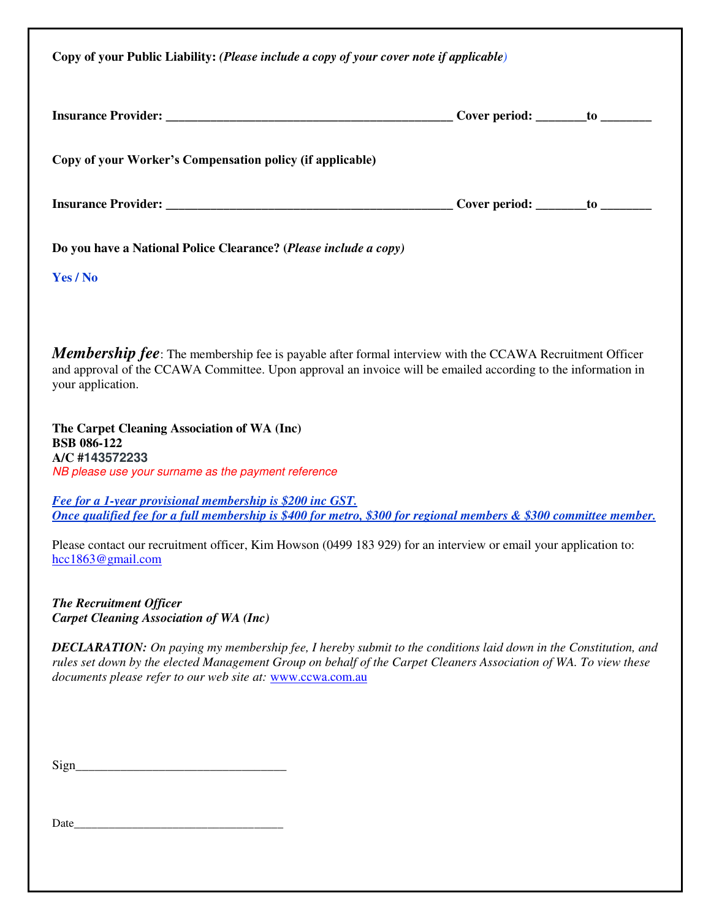**Copy of your Public Liability:** ***(Please include a copy of your cover note if applicable)***

**Insurance Provider: _____________________________________________ Cover period: _______to _______**

**Copy of your Worker's Compensation policy (if applicable)**

**Insurance Provider: _____________________________________________ Cover period: _______to _______**

**Do you have a National Police Clearance? (*Please include a copy)***

**Yes / No**

***Membership fee***: The membership fee is payable after formal interview with the CCAWA Recruitment Officer and approval of the CCAWA Committee. Upon approval an invoice will be emailed according to the information in your application.

**The Carpet Cleaning Association of WA (Inc)**
**BSB 086-122**
**A/C #143572233**
*NB please use your surname as the payment reference*

***Fee for a 1-year provisional membership is $200 inc GST.***
***Once qualified fee for a full membership is $400 for metro, $300 for regional members & $300 committee member.***

Please contact our recruitment officer, Kim Howson (0499 183 929) for an interview or email your application to: hcc1863@gmail.com

***The Recruitment Officer***
***Carpet Cleaning Association of WA (Inc)***

***DECLARATION:*** *On paying my membership fee, I hereby submit to the conditions laid down in the Constitution, and rules set down by the elected Management Group on behalf of the Carpet Cleaners Association of WA. To view these documents please refer to our web site at:* www.ccwa.com.au

Sign_________________________________

Date__________________________________